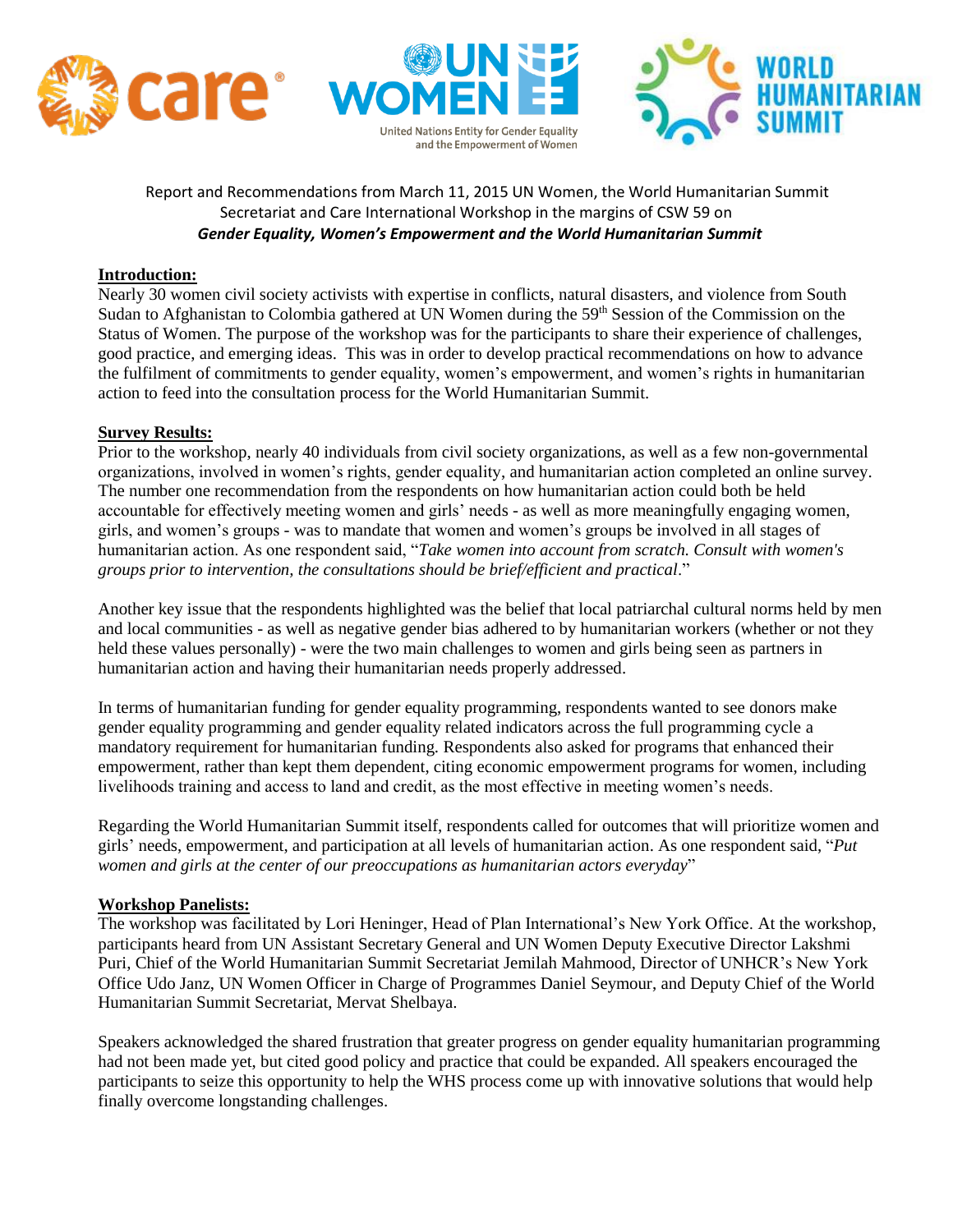Report and Recommendations from March 11, 2015 UN Women, the World Humanitarian Summit Secretariat and Care International Workshop in the margins of CSW 59 on

***Gender Equality, Women's Empowerment and the World Humanitarian Summit***

## Introduction:

Nearly 30 women civil society activists with expertise in conflicts, natural disasters, and violence from South Sudan to Afghanistan to Colombia gathered at UN Women during the 59th Session of the Commission on the Status of Women. The purpose of the workshop was for the participants to share their experience of challenges, good practice, and emerging ideas. This was in order to develop practical recommendations on how to advance the fulfilment of commitments to gender equality, women's empowerment, and women's rights in humanitarian action to feed into the consultation process for the World Humanitarian Summit.

## Survey Results:

Prior to the workshop, nearly 40 individuals from civil society organizations, as well as a few non-governmental organizations, involved in women's rights, gender equality, and humanitarian action completed an online survey. The number one recommendation from the respondents on how humanitarian action could both be held accountable for effectively meeting women and girls' needs - as well as more meaningfully engaging women, girls, and women's groups - was to mandate that women and women's groups be involved in all stages of humanitarian action. As one respondent said, "*Take women into account from scratch. Consult with women's groups prior to intervention, the consultations should be brief/efficient and practical*."

Another key issue that the respondents highlighted was the belief that local patriarchal cultural norms held by men and local communities - as well as negative gender bias adhered to by humanitarian workers (whether or not they held these values personally) - were the two main challenges to women and girls being seen as partners in humanitarian action and having their humanitarian needs properly addressed.

In terms of humanitarian funding for gender equality programming, respondents wanted to see donors make gender equality programming and gender equality related indicators across the full programming cycle a mandatory requirement for humanitarian funding. Respondents also asked for programs that enhanced their empowerment, rather than kept them dependent, citing economic empowerment programs for women, including livelihoods training and access to land and credit, as the most effective in meeting women's needs.

Regarding the World Humanitarian Summit itself, respondents called for outcomes that will prioritize women and girls' needs, empowerment, and participation at all levels of humanitarian action. As one respondent said, "*Put women and girls at the center of our preoccupations as humanitarian actors everyday*"

## Workshop Panelists:

The workshop was facilitated by Lori Heninger, Head of Plan International's New York Office. At the workshop, participants heard from UN Assistant Secretary General and UN Women Deputy Executive Director Lakshmi Puri, Chief of the World Humanitarian Summit Secretariat Jemilah Mahmood, Director of UNHCR's New York Office Udo Janz, UN Women Officer in Charge of Programmes Daniel Seymour, and Deputy Chief of the World Humanitarian Summit Secretariat, Mervat Shelbaya.

Speakers acknowledged the shared frustration that greater progress on gender equality humanitarian programming had not been made yet, but cited good policy and practice that could be expanded. All speakers encouraged the participants to seize this opportunity to help the WHS process come up with innovative solutions that would help finally overcome longstanding challenges.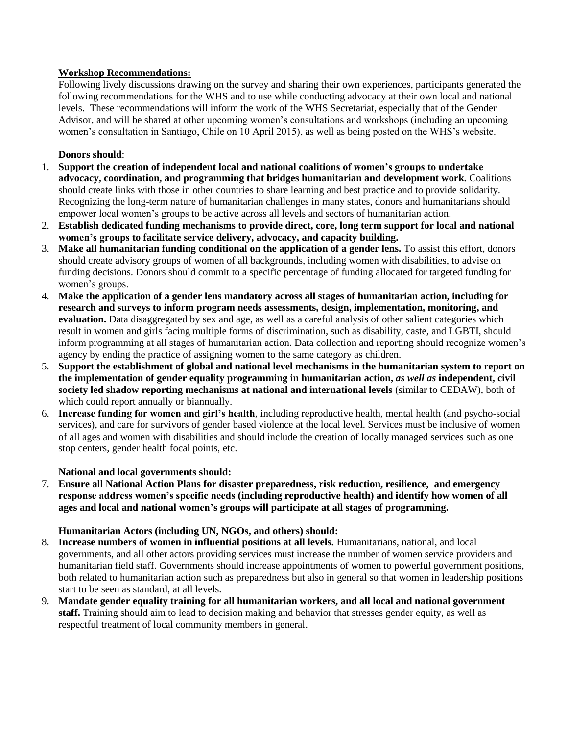**Workshop Recommendations:**

Following lively discussions drawing on the survey and sharing their own experiences, participants generated the following recommendations for the WHS and to use while conducting advocacy at their own local and national levels. These recommendations will inform the work of the WHS Secretariat, especially that of the Gender Advisor, and will be shared at other upcoming women's consultations and workshops (including an upcoming women's consultation in Santiago, Chile on 10 April 2015), as well as being posted on the WHS's website.

**Donors should**:

1. **Support the creation of independent local and national coalitions of women's groups to undertake advocacy, coordination, and programming that bridges humanitarian and development work.** Coalitions should create links with those in other countries to share learning and best practice and to provide solidarity. Recognizing the long-term nature of humanitarian challenges in many states, donors and humanitarians should empower local women's groups to be active across all levels and sectors of humanitarian action.
2. **Establish dedicated funding mechanisms to provide direct, core, long term support for local and national women's groups to facilitate service delivery, advocacy, and capacity building.**
3. **Make all humanitarian funding conditional on the application of a gender lens.** To assist this effort, donors should create advisory groups of women of all backgrounds, including women with disabilities, to advise on funding decisions. Donors should commit to a specific percentage of funding allocated for targeted funding for women's groups.
4. **Make the application of a gender lens mandatory across all stages of humanitarian action, including for research and surveys to inform program needs assessments, design, implementation, monitoring, and evaluation.** Data disaggregated by sex and age, as well as a careful analysis of other salient categories which result in women and girls facing multiple forms of discrimination, such as disability, caste, and LGBTI, should inform programming at all stages of humanitarian action. Data collection and reporting should recognize women's agency by ending the practice of assigning women to the same category as children.
5. **Support the establishment of global and national level mechanisms in the humanitarian system to report on the implementation of gender equality programming in humanitarian action,** ***as well as*** **independent, civil society led shadow reporting mechanisms at national and international levels** (similar to CEDAW), both of which could report annually or biannually.
6. **Increase funding for women and girl's health**, including reproductive health, mental health (and psycho-social services), and care for survivors of gender based violence at the local level. Services must be inclusive of women of all ages and women with disabilities and should include the creation of locally managed services such as one stop centers, gender health focal points, etc.

**National and local governments should:**

7. **Ensure all National Action Plans for disaster preparedness, risk reduction, resilience, and emergency response address women's specific needs (including reproductive health) and identify how women of all ages and local and national women's groups will participate at all stages of programming.**

**Humanitarian Actors (including UN, NGOs, and others) should:**

8. **Increase numbers of women in influential positions at all levels.** Humanitarians, national, and local governments, and all other actors providing services must increase the number of women service providers and humanitarian field staff. Governments should increase appointments of women to powerful government positions, both related to humanitarian action such as preparedness but also in general so that women in leadership positions start to be seen as standard, at all levels.
9. **Mandate gender equality training for all humanitarian workers, and all local and national government staff.** Training should aim to lead to decision making and behavior that stresses gender equity, as well as respectful treatment of local community members in general.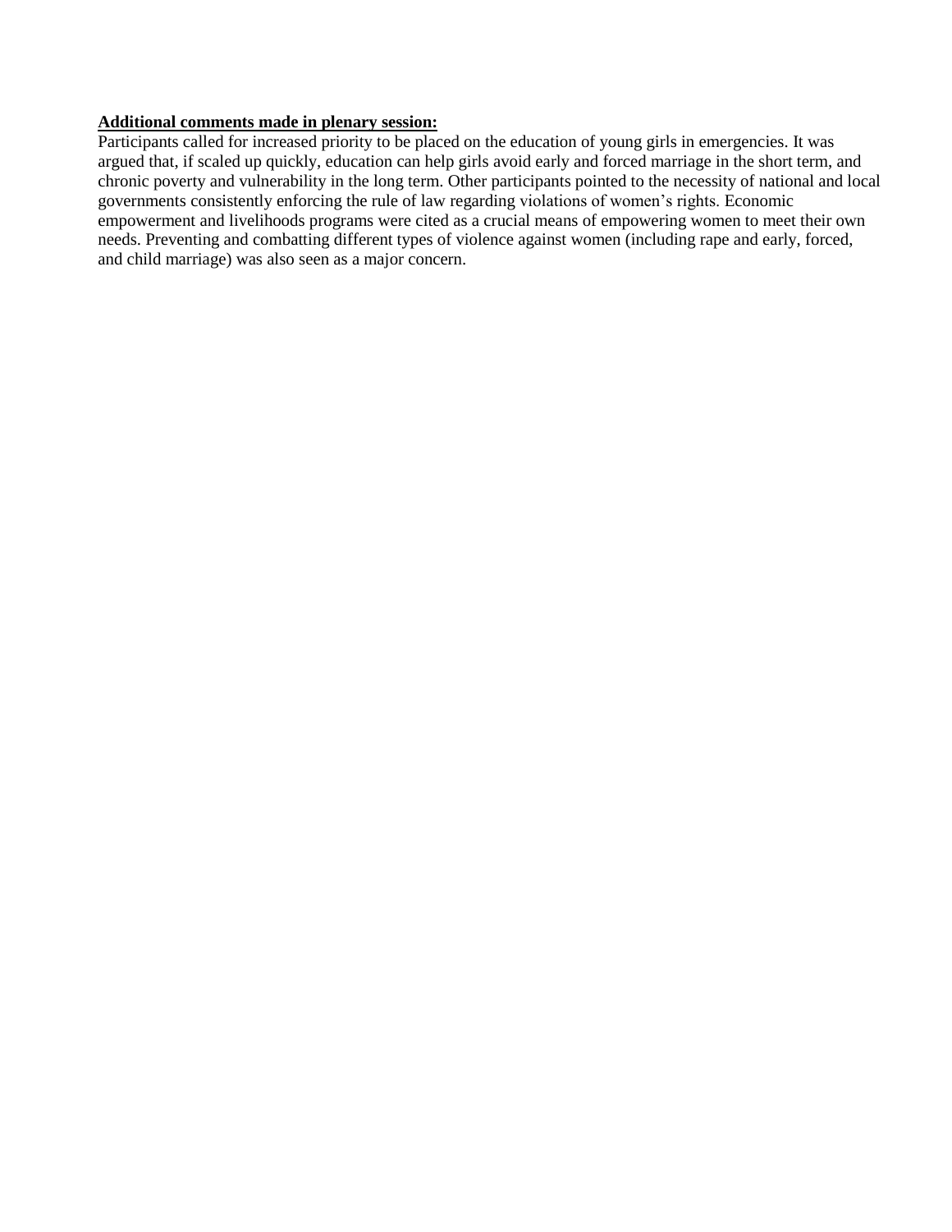**Additional comments made in plenary session:**

Participants called for increased priority to be placed on the education of young girls in emergencies. It was argued that, if scaled up quickly, education can help girls avoid early and forced marriage in the short term, and chronic poverty and vulnerability in the long term. Other participants pointed to the necessity of national and local governments consistently enforcing the rule of law regarding violations of women's rights. Economic empowerment and livelihoods programs were cited as a crucial means of empowering women to meet their own needs. Preventing and combatting different types of violence against women (including rape and early, forced, and child marriage) was also seen as a major concern.